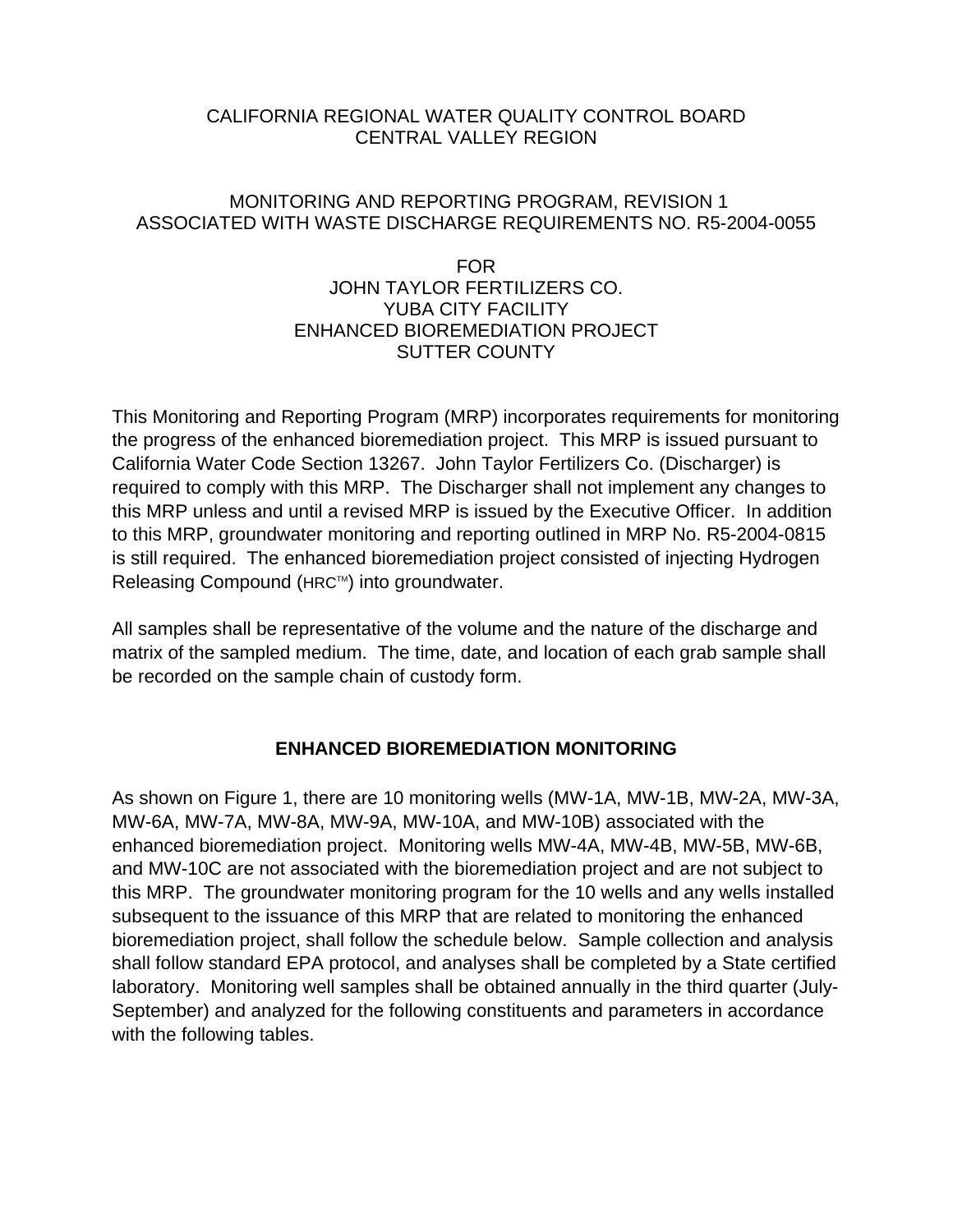CALIFORNIA REGIONAL WATER QUALITY CONTROL BOARD
CENTRAL VALLEY REGION

MONITORING AND REPORTING PROGRAM, REVISION 1
ASSOCIATED WITH WASTE DISCHARGE REQUIREMENTS NO. R5-2004-0055

FOR
JOHN TAYLOR FERTILIZERS CO.
YUBA CITY FACILITY
ENHANCED BIOREMEDIATION PROJECT
SUTTER COUNTY

This Monitoring and Reporting Program (MRP) incorporates requirements for monitoring the progress of the enhanced bioremediation project. This MRP is issued pursuant to California Water Code Section 13267. John Taylor Fertilizers Co. (Discharger) is required to comply with this MRP. The Discharger shall not implement any changes to this MRP unless and until a revised MRP is issued by the Executive Officer. In addition to this MRP, groundwater monitoring and reporting outlined in MRP No. R5-2004-0815 is still required. The enhanced bioremediation project consisted of injecting Hydrogen Releasing Compound (HRC™) into groundwater.

All samples shall be representative of the volume and the nature of the discharge and matrix of the sampled medium. The time, date, and location of each grab sample shall be recorded on the sample chain of custody form.

## ENHANCED BIOREMEDIATION MONITORING

As shown on Figure 1, there are 10 monitoring wells (MW-1A, MW-1B, MW-2A, MW-3A, MW-6A, MW-7A, MW-8A, MW-9A, MW-10A, and MW-10B) associated with the enhanced bioremediation project. Monitoring wells MW-4A, MW-4B, MW-5B, MW-6B, and MW-10C are not associated with the bioremediation project and are not subject to this MRP. The groundwater monitoring program for the 10 wells and any wells installed subsequent to the issuance of this MRP that are related to monitoring the enhanced bioremediation project, shall follow the schedule below. Sample collection and analysis shall follow standard EPA protocol, and analyses shall be completed by a State certified laboratory. Monitoring well samples shall be obtained annually in the third quarter (July-September) and analyzed for the following constituents and parameters in accordance with the following tables.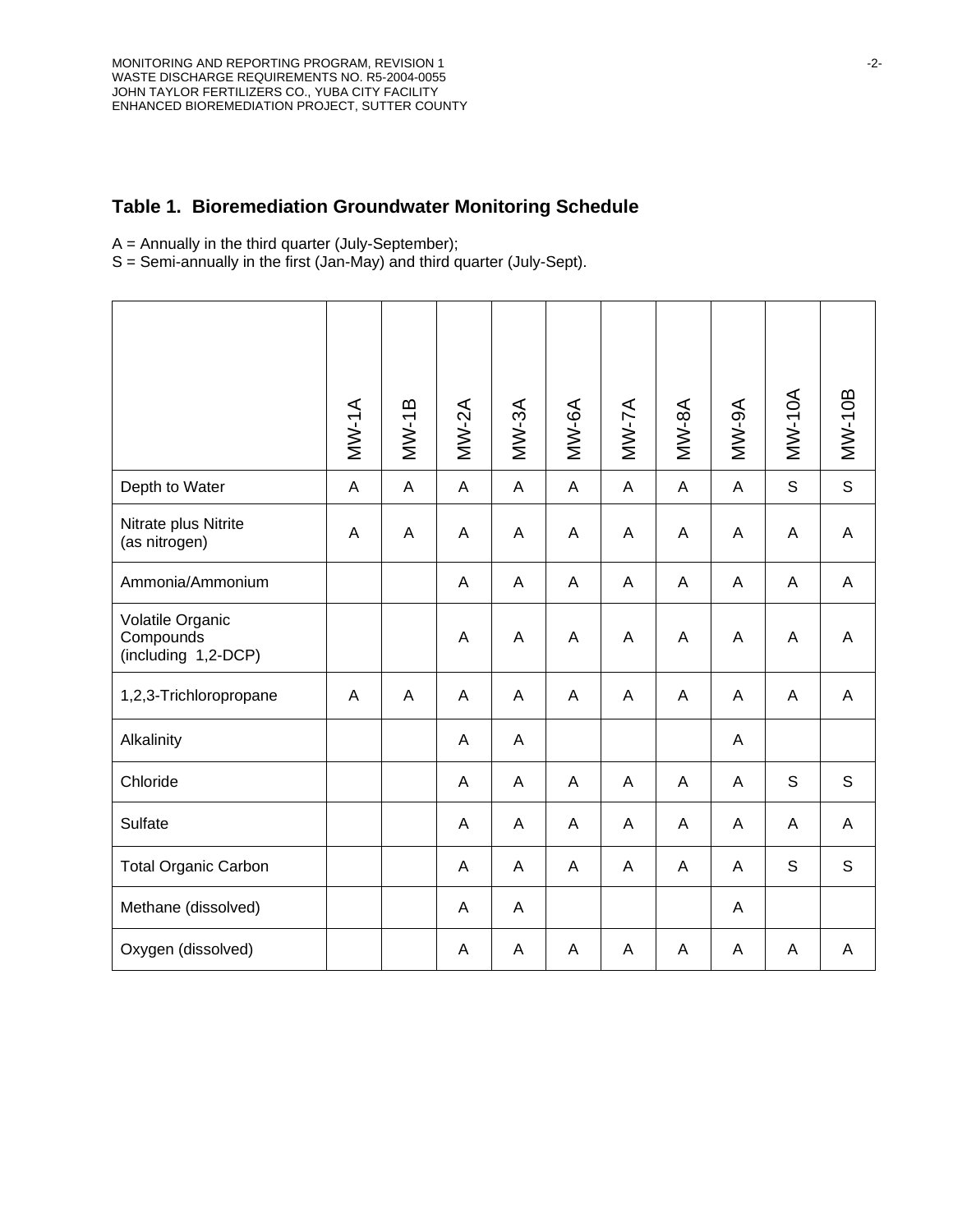## Table 1. Bioremediation Groundwater Monitoring Schedule

A = Annually in the third quarter (July-September);
S = Semi-annually in the first (Jan-May) and third quarter (July-Sept).

| | MW-1A | MW-1B | MW-2A | MW-3A | MW-6A | MW-7A | MW-8A | MW-9A | MW-10A | MW-10B |
|---|---|---|---|---|---|---|---|---|---|---|
| Depth to Water | A | A | A | A | A | A | A | A | S | S |
| Nitrate plus Nitrite (as nitrogen) | A | A | A | A | A | A | A | A | A | A |
| Ammonia/Ammonium | | | A | A | A | A | A | A | A | A |
| Volatile Organic Compounds (including 1,2-DCP) | | | A | A | A | A | A | A | A | A |
| 1,2,3-Trichloropropane | A | A | A | A | A | A | A | A | A | A |
| Alkalinity | | | A | A | | | | A | | |
| Chloride | | | A | A | A | A | A | A | S | S |
| Sulfate | | | A | A | A | A | A | A | A | A |
| Total Organic Carbon | | | A | A | A | A | A | A | S | S |
| Methane (dissolved) | | | A | A | | | | A | | |
| Oxygen (dissolved) | | | A | A | A | A | A | A | A | A |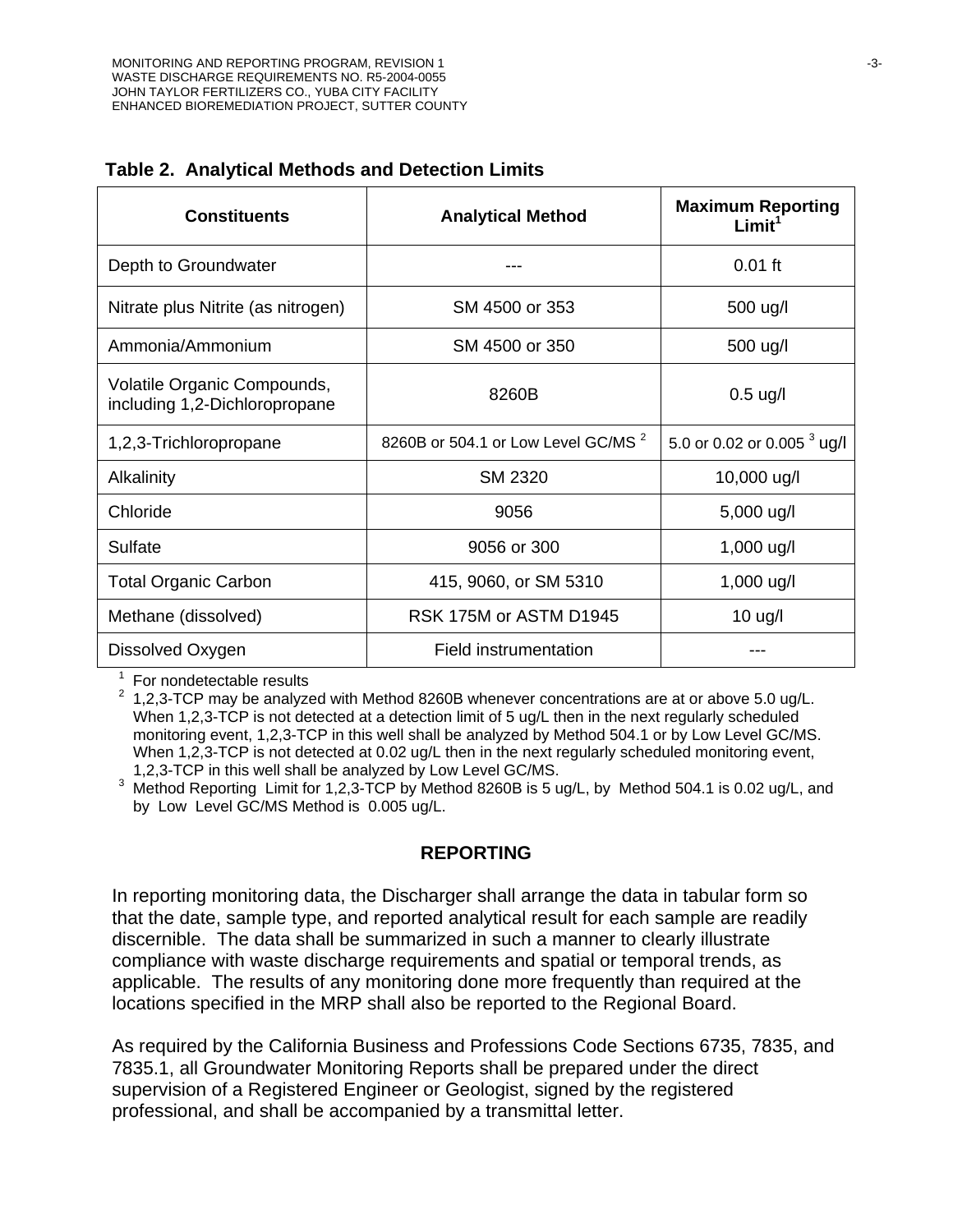**Table 2. Analytical Methods and Detection Limits**

| Constituents | Analytical Method | Maximum Reporting Limit[1] |
|---|---|---|
| Depth to Groundwater | --- | 0.01 ft |
| Nitrate plus Nitrite (as nitrogen) | SM 4500 or 353 | 500 ug/l |
| Ammonia/Ammonium | SM 4500 or 350 | 500 ug/l |
| Volatile Organic Compounds, including 1,2-Dichloropropane | 8260B | 0.5 ug/l |
| 1,2,3-Trichloropropane | 8260B or 504.1 or Low Level GC/MS [2] | 5.0 or 0.02 or 0.005 [3] ug/l |
| Alkalinity | SM 2320 | 10,000 ug/l |
| Chloride | 9056 | 5,000 ug/l |
| Sulfate | 9056 or 300 | 1,000 ug/l |
| Total Organic Carbon | 415, 9060, or SM 5310 | 1,000 ug/l |
| Methane (dissolved) | RSK 175M or ASTM D1945 | 10 ug/l |
| Dissolved Oxygen | Field instrumentation | --- |

[1] For nondetectable results

[2] 1,2,3-TCP may be analyzed with Method 8260B whenever concentrations are at or above 5.0 ug/L. When 1,2,3-TCP is not detected at a detection limit of 5 ug/L then in the next regularly scheduled monitoring event, 1,2,3-TCP in this well shall be analyzed by Method 504.1 or by Low Level GC/MS. When 1,2,3-TCP is not detected at 0.02 ug/L then in the next regularly scheduled monitoring event, 1,2,3-TCP in this well shall be analyzed by Low Level GC/MS.

[3] Method Reporting Limit for 1,2,3-TCP by Method 8260B is 5 ug/L, by Method 504.1 is 0.02 ug/L, and by Low Level GC/MS Method is 0.005 ug/L.

## REPORTING

In reporting monitoring data, the Discharger shall arrange the data in tabular form so that the date, sample type, and reported analytical result for each sample are readily discernible. The data shall be summarized in such a manner to clearly illustrate compliance with waste discharge requirements and spatial or temporal trends, as applicable. The results of any monitoring done more frequently than required at the locations specified in the MRP shall also be reported to the Regional Board.

As required by the California Business and Professions Code Sections 6735, 7835, and 7835.1, all Groundwater Monitoring Reports shall be prepared under the direct supervision of a Registered Engineer or Geologist, signed by the registered professional, and shall be accompanied by a transmittal letter.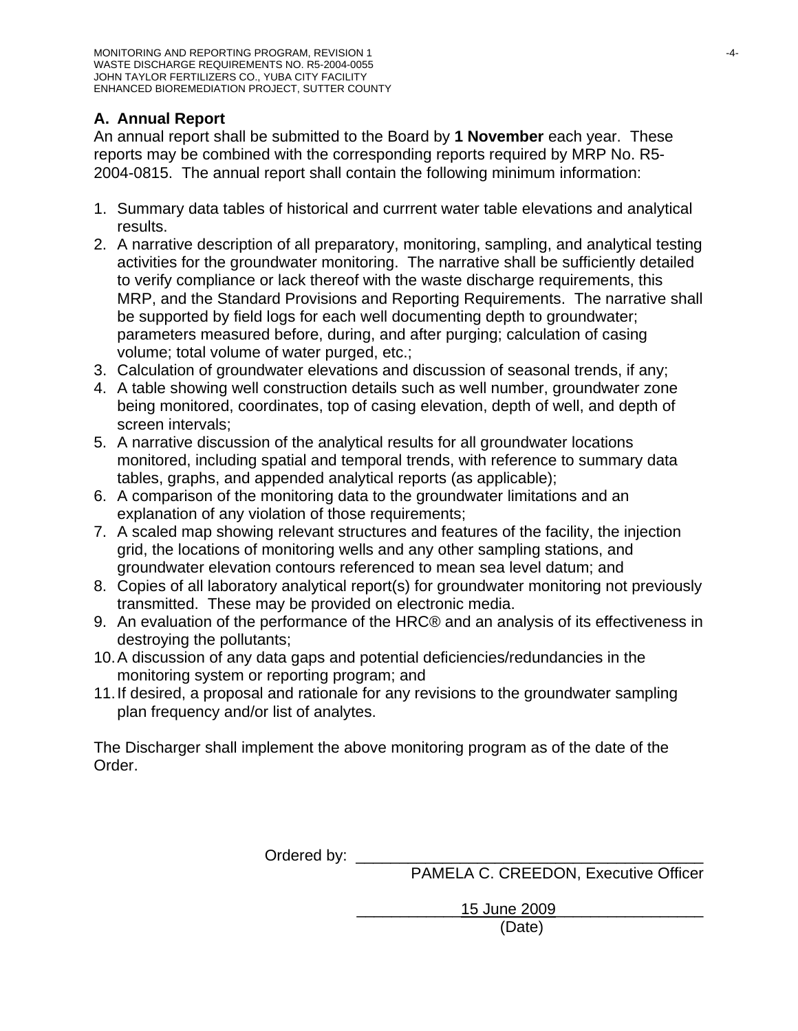## A. Annual Report

An annual report shall be submitted to the Board by **1 November** each year. These reports may be combined with the corresponding reports required by MRP No. R5-2004-0815. The annual report shall contain the following minimum information:

1. Summary data tables of historical and currrent water table elevations and analytical results.
2. A narrative description of all preparatory, monitoring, sampling, and analytical testing activities for the groundwater monitoring. The narrative shall be sufficiently detailed to verify compliance or lack thereof with the waste discharge requirements, this MRP, and the Standard Provisions and Reporting Requirements. The narrative shall be supported by field logs for each well documenting depth to groundwater; parameters measured before, during, and after purging; calculation of casing volume; total volume of water purged, etc.;
3. Calculation of groundwater elevations and discussion of seasonal trends, if any;
4. A table showing well construction details such as well number, groundwater zone being monitored, coordinates, top of casing elevation, depth of well, and depth of screen intervals;
5. A narrative discussion of the analytical results for all groundwater locations monitored, including spatial and temporal trends, with reference to summary data tables, graphs, and appended analytical reports (as applicable);
6. A comparison of the monitoring data to the groundwater limitations and an explanation of any violation of those requirements;
7. A scaled map showing relevant structures and features of the facility, the injection grid, the locations of monitoring wells and any other sampling stations, and groundwater elevation contours referenced to mean sea level datum; and
8. Copies of all laboratory analytical report(s) for groundwater monitoring not previously transmitted. These may be provided on electronic media.
9. An evaluation of the performance of the HRC® and an analysis of its effectiveness in destroying the pollutants;
10. A discussion of any data gaps and potential deficiencies/redundancies in the monitoring system or reporting program; and
11. If desired, a proposal and rationale for any revisions to the groundwater sampling plan frequency and/or list of analytes.

The Discharger shall implement the above monitoring program as of the date of the Order.

Ordered by: ______________________________
PAMELA C. CREEDON, Executive Officer

15 June 2009
(Date)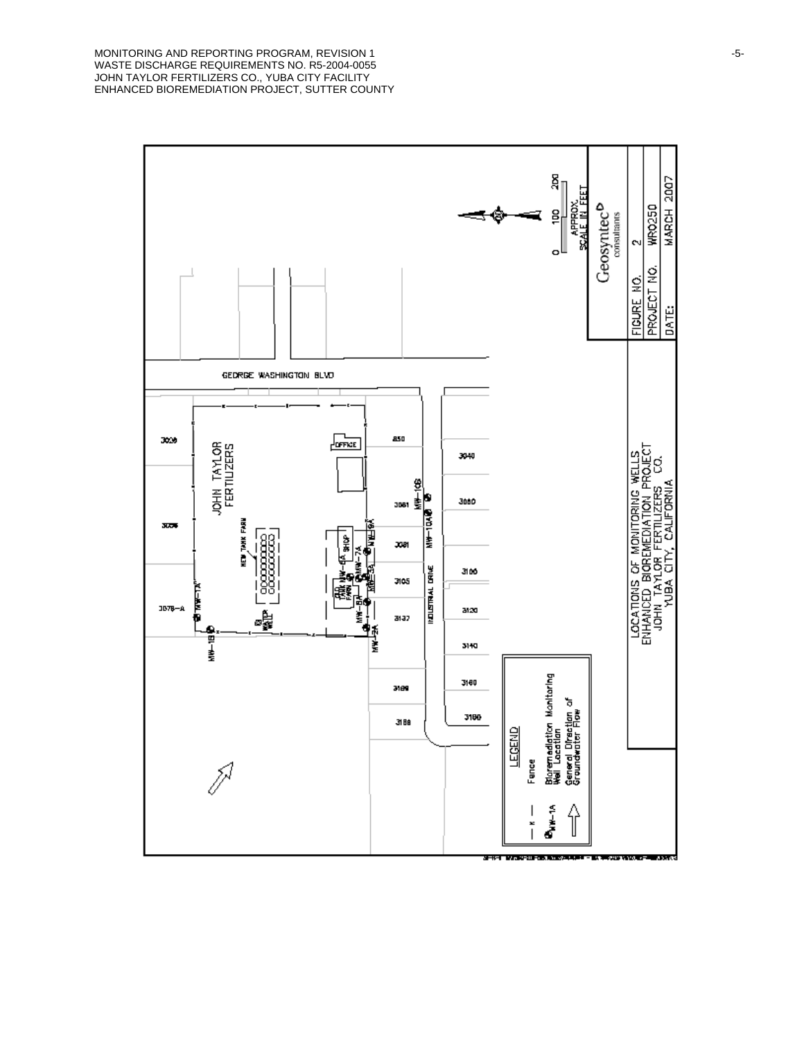LOCATIONS OF MONITORING WELLS
ENHANCED BIOREMEDIATION PROJECT
JOHN TAYLOR FERTILIZERS CO.
YUBA CITY, CALIFORNIA

Geosyntec consultants

FIGURE NO. 2
PROJECT NO. WR0250
DATE: MARCH 2007

0 100 200
APPROX. SCALE IN FEET

GEORGE WASHINGTON BLVD

INDUSTRIAL DRIVE

JOHN TAYLOR FERTILIZERS

OFFICE

NEW TANK FARM

OLD TANK FARM

SHOP

WATER WELL

MW-1B
MW-1A
MW-2A
MW-3A
MW-5A
MW-7A
MW-8A
MW-9A
MW-10A
MW-10B

3030
3036
3078-A
850
3061
3081
3105
3137
3169
3188
3040
3080
3100
3120
3140
3160
3180

LEGEND
— x — Fence
MW-1A Bioremediation Monitoring Well Location
General Direction of Groundwater Flow